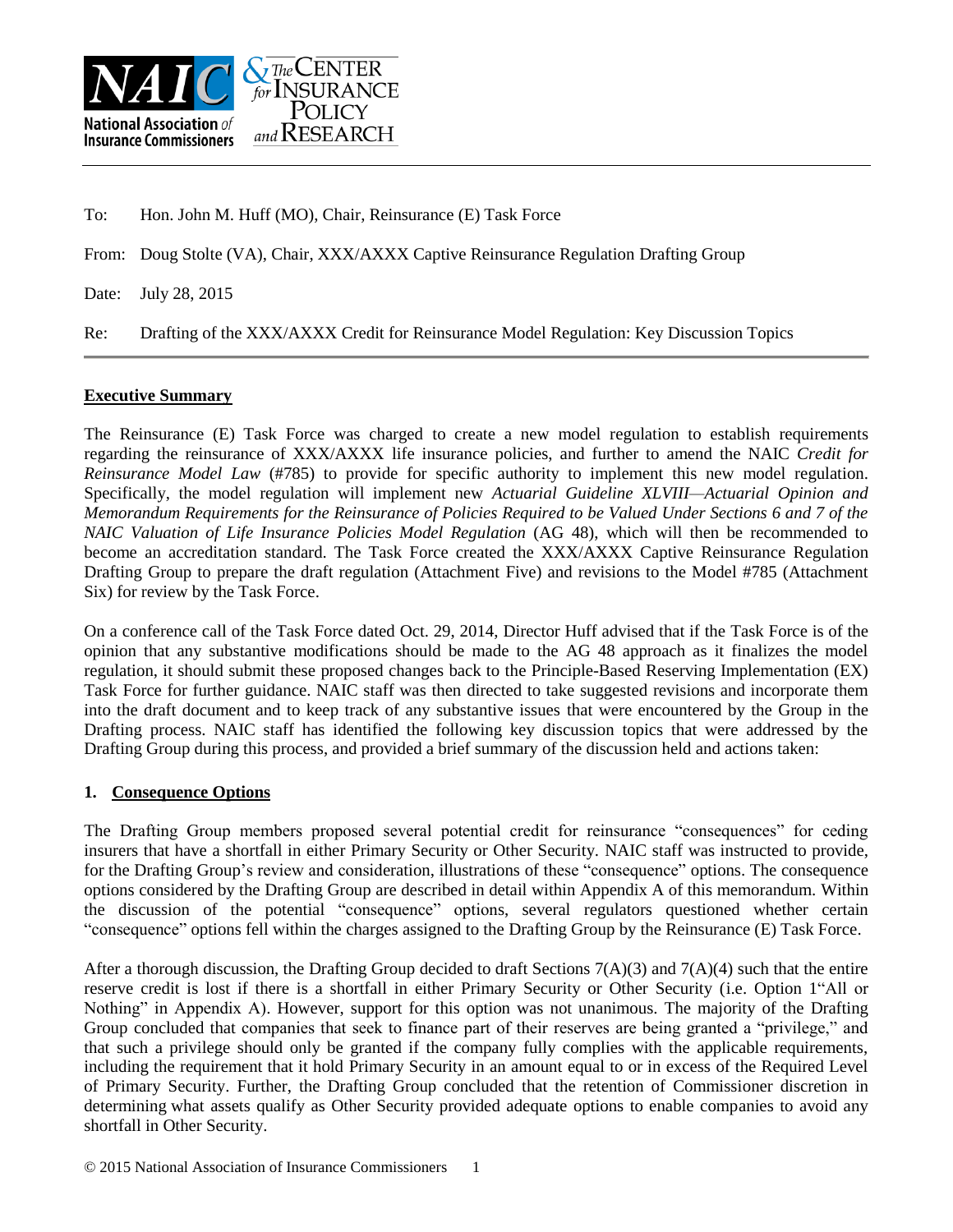To: Hon. John M. Huff (MO), Chair, Reinsurance (E) Task Force

From: Doug Stolte (VA), Chair, XXX/AXXX Captive Reinsurance Regulation Drafting Group

Date: July 28, 2015

Re: Drafting of the XXX/AXXX Credit for Reinsurance Model Regulation: Key Discussion Topics

## Executive Summary

The Reinsurance (E) Task Force was charged to create a new model regulation to establish requirements regarding the reinsurance of XXX/AXXX life insurance policies, and further to amend the NAIC *Credit for Reinsurance Model Law* (#785) to provide for specific authority to implement this new model regulation. Specifically, the model regulation will implement new *Actuarial Guideline XLVIII—Actuarial Opinion and Memorandum Requirements for the Reinsurance of Policies Required to be Valued Under Sections 6 and 7 of the NAIC Valuation of Life Insurance Policies Model Regulation* (AG 48), which will then be recommended to become an accreditation standard. The Task Force created the XXX/AXXX Captive Reinsurance Regulation Drafting Group to prepare the draft regulation (Attachment Five) and revisions to the Model #785 (Attachment Six) for review by the Task Force.

On a conference call of the Task Force dated Oct. 29, 2014, Director Huff advised that if the Task Force is of the opinion that any substantive modifications should be made to the AG 48 approach as it finalizes the model regulation, it should submit these proposed changes back to the Principle-Based Reserving Implementation (EX) Task Force for further guidance. NAIC staff was then directed to take suggested revisions and incorporate them into the draft document and to keep track of any substantive issues that were encountered by the Group in the Drafting process. NAIC staff has identified the following key discussion topics that were addressed by the Drafting Group during this process, and provided a brief summary of the discussion held and actions taken:

### 1. Consequence Options

The Drafting Group members proposed several potential credit for reinsurance "consequences" for ceding insurers that have a shortfall in either Primary Security or Other Security. NAIC staff was instructed to provide, for the Drafting Group's review and consideration, illustrations of these "consequence" options. The consequence options considered by the Drafting Group are described in detail within Appendix A of this memorandum. Within the discussion of the potential "consequence" options, several regulators questioned whether certain "consequence" options fell within the charges assigned to the Drafting Group by the Reinsurance (E) Task Force.

After a thorough discussion, the Drafting Group decided to draft Sections 7(A)(3) and 7(A)(4) such that the entire reserve credit is lost if there is a shortfall in either Primary Security or Other Security (i.e. Option 1"All or Nothing" in Appendix A). However, support for this option was not unanimous. The majority of the Drafting Group concluded that companies that seek to finance part of their reserves are being granted a "privilege," and that such a privilege should only be granted if the company fully complies with the applicable requirements, including the requirement that it hold Primary Security in an amount equal to or in excess of the Required Level of Primary Security. Further, the Drafting Group concluded that the retention of Commissioner discretion in determining what assets qualify as Other Security provided adequate options to enable companies to avoid any shortfall in Other Security.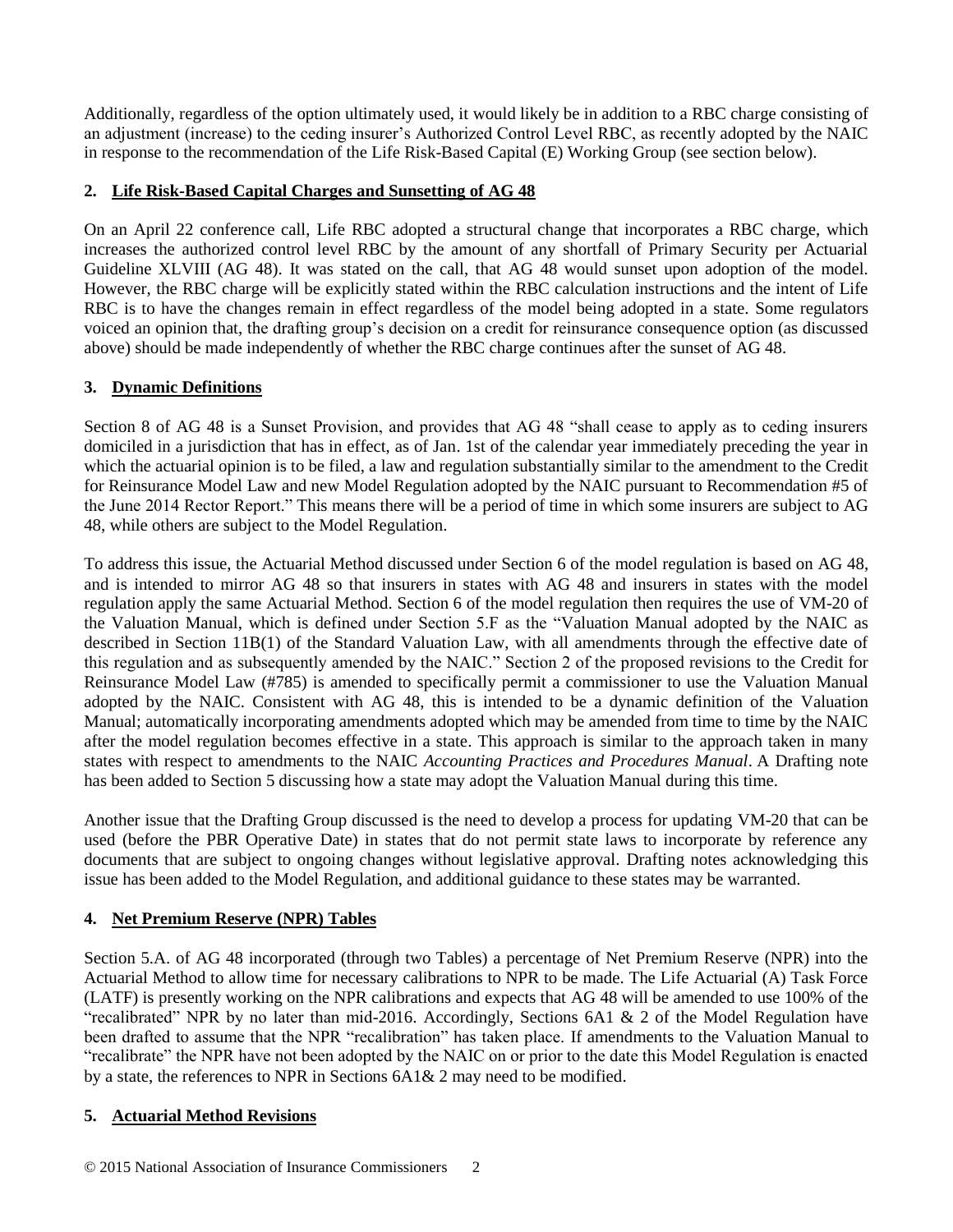Additionally, regardless of the option ultimately used, it would likely be in addition to a RBC charge consisting of an adjustment (increase) to the ceding insurer's Authorized Control Level RBC, as recently adopted by the NAIC in response to the recommendation of the Life Risk-Based Capital (E) Working Group (see section below).

## 2. Life Risk-Based Capital Charges and Sunsetting of AG 48

On an April 22 conference call, Life RBC adopted a structural change that incorporates a RBC charge, which increases the authorized control level RBC by the amount of any shortfall of Primary Security per Actuarial Guideline XLVIII (AG 48). It was stated on the call, that AG 48 would sunset upon adoption of the model. However, the RBC charge will be explicitly stated within the RBC calculation instructions and the intent of Life RBC is to have the changes remain in effect regardless of the model being adopted in a state. Some regulators voiced an opinion that, the drafting group's decision on a credit for reinsurance consequence option (as discussed above) should be made independently of whether the RBC charge continues after the sunset of AG 48.

## 3. Dynamic Definitions

Section 8 of AG 48 is a Sunset Provision, and provides that AG 48 "shall cease to apply as to ceding insurers domiciled in a jurisdiction that has in effect, as of Jan. 1st of the calendar year immediately preceding the year in which the actuarial opinion is to be filed, a law and regulation substantially similar to the amendment to the Credit for Reinsurance Model Law and new Model Regulation adopted by the NAIC pursuant to Recommendation #5 of the June 2014 Rector Report." This means there will be a period of time in which some insurers are subject to AG 48, while others are subject to the Model Regulation.

To address this issue, the Actuarial Method discussed under Section 6 of the model regulation is based on AG 48, and is intended to mirror AG 48 so that insurers in states with AG 48 and insurers in states with the model regulation apply the same Actuarial Method. Section 6 of the model regulation then requires the use of VM-20 of the Valuation Manual, which is defined under Section 5.F as the "Valuation Manual adopted by the NAIC as described in Section 11B(1) of the Standard Valuation Law, with all amendments through the effective date of this regulation and as subsequently amended by the NAIC." Section 2 of the proposed revisions to the Credit for Reinsurance Model Law (#785) is amended to specifically permit a commissioner to use the Valuation Manual adopted by the NAIC. Consistent with AG 48, this is intended to be a dynamic definition of the Valuation Manual; automatically incorporating amendments adopted which may be amended from time to time by the NAIC after the model regulation becomes effective in a state. This approach is similar to the approach taken in many states with respect to amendments to the NAIC *Accounting Practices and Procedures Manual*. A Drafting note has been added to Section 5 discussing how a state may adopt the Valuation Manual during this time.

Another issue that the Drafting Group discussed is the need to develop a process for updating VM-20 that can be used (before the PBR Operative Date) in states that do not permit state laws to incorporate by reference any documents that are subject to ongoing changes without legislative approval. Drafting notes acknowledging this issue has been added to the Model Regulation, and additional guidance to these states may be warranted.

## 4. Net Premium Reserve (NPR) Tables

Section 5.A. of AG 48 incorporated (through two Tables) a percentage of Net Premium Reserve (NPR) into the Actuarial Method to allow time for necessary calibrations to NPR to be made. The Life Actuarial (A) Task Force (LATF) is presently working on the NPR calibrations and expects that AG 48 will be amended to use 100% of the "recalibrated" NPR by no later than mid-2016. Accordingly, Sections 6A1 & 2 of the Model Regulation have been drafted to assume that the NPR "recalibration" has taken place. If amendments to the Valuation Manual to "recalibrate" the NPR have not been adopted by the NAIC on or prior to the date this Model Regulation is enacted by a state, the references to NPR in Sections 6A1& 2 may need to be modified.

## 5. Actuarial Method Revisions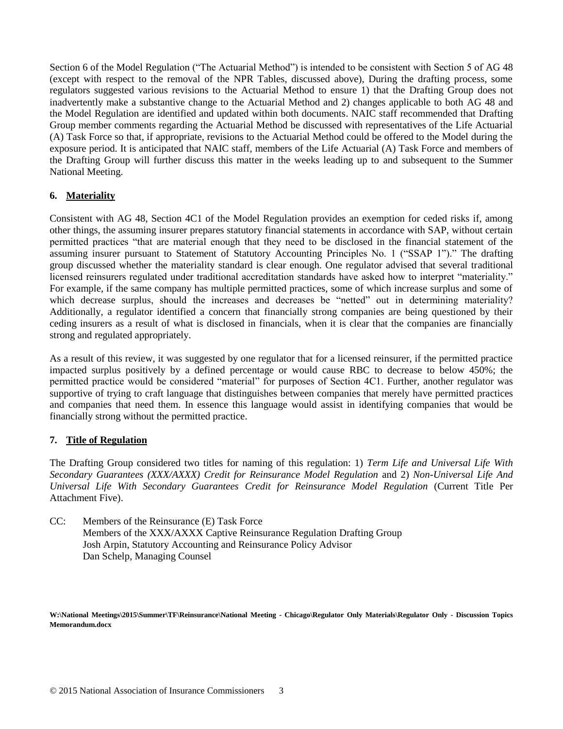Section 6 of the Model Regulation ("The Actuarial Method") is intended to be consistent with Section 5 of AG 48 (except with respect to the removal of the NPR Tables, discussed above), During the drafting process, some regulators suggested various revisions to the Actuarial Method to ensure 1) that the Drafting Group does not inadvertently make a substantive change to the Actuarial Method and 2) changes applicable to both AG 48 and the Model Regulation are identified and updated within both documents. NAIC staff recommended that Drafting Group member comments regarding the Actuarial Method be discussed with representatives of the Life Actuarial (A) Task Force so that, if appropriate, revisions to the Actuarial Method could be offered to the Model during the exposure period. It is anticipated that NAIC staff, members of the Life Actuarial (A) Task Force and members of the Drafting Group will further discuss this matter in the weeks leading up to and subsequent to the Summer National Meeting.

### 6. Materiality

Consistent with AG 48, Section 4C1 of the Model Regulation provides an exemption for ceded risks if, among other things, the assuming insurer prepares statutory financial statements in accordance with SAP, without certain permitted practices "that are material enough that they need to be disclosed in the financial statement of the assuming insurer pursuant to Statement of Statutory Accounting Principles No. 1 ("SSAP 1")." The drafting group discussed whether the materiality standard is clear enough. One regulator advised that several traditional licensed reinsurers regulated under traditional accreditation standards have asked how to interpret "materiality." For example, if the same company has multiple permitted practices, some of which increase surplus and some of which decrease surplus, should the increases and decreases be "netted" out in determining materiality? Additionally, a regulator identified a concern that financially strong companies are being questioned by their ceding insurers as a result of what is disclosed in financials, when it is clear that the companies are financially strong and regulated appropriately.

As a result of this review, it was suggested by one regulator that for a licensed reinsurer, if the permitted practice impacted surplus positively by a defined percentage or would cause RBC to decrease to below 450%; the permitted practice would be considered "material" for purposes of Section 4C1. Further, another regulator was supportive of trying to craft language that distinguishes between companies that merely have permitted practices and companies that need them. In essence this language would assist in identifying companies that would be financially strong without the permitted practice.

### 7. Title of Regulation

The Drafting Group considered two titles for naming of this regulation: 1) *Term Life and Universal Life With Secondary Guarantees (XXX/AXXX) Credit for Reinsurance Model Regulation* and 2) *Non-Universal Life And Universal Life With Secondary Guarantees Credit for Reinsurance Model Regulation* (Current Title Per Attachment Five).

CC: Members of the Reinsurance (E) Task Force
Members of the XXX/AXXX Captive Reinsurance Regulation Drafting Group
Josh Arpin, Statutory Accounting and Reinsurance Policy Advisor
Dan Schelp, Managing Counsel

**W:\National Meetings\2015\Summer\TF\Reinsurance\National Meeting - Chicago\Regulator Only Materials\Regulator Only - Discussion Topics Memorandum.docx**

© 2015 National Association of Insurance Commissioners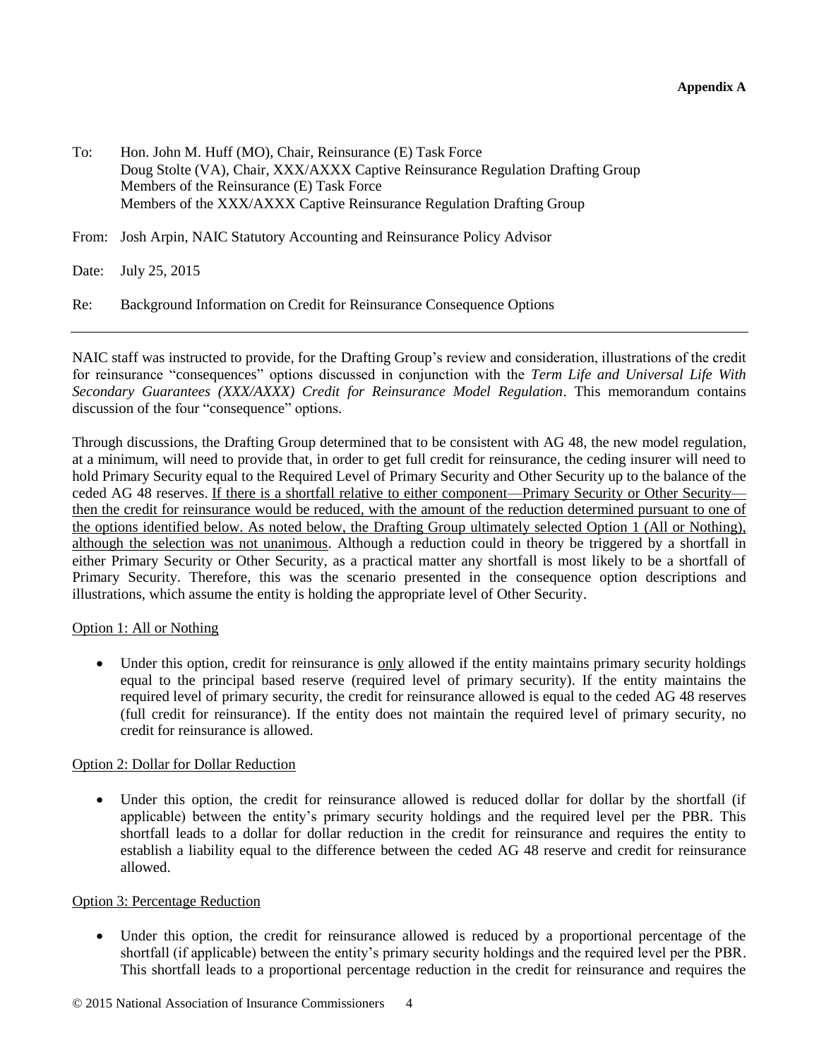**Appendix A**

To: Hon. John M. Huff (MO), Chair, Reinsurance (E) Task Force
Doug Stolte (VA), Chair, XXX/AXXX Captive Reinsurance Regulation Drafting Group
Members of the Reinsurance (E) Task Force
Members of the XXX/AXXX Captive Reinsurance Regulation Drafting Group

From: Josh Arpin, NAIC Statutory Accounting and Reinsurance Policy Advisor

Date: July 25, 2015

Re: Background Information on Credit for Reinsurance Consequence Options

---

NAIC staff was instructed to provide, for the Drafting Group's review and consideration, illustrations of the credit for reinsurance "consequences" options discussed in conjunction with the *Term Life and Universal Life With Secondary Guarantees (XXX/AXXX) Credit for Reinsurance Model Regulation*. This memorandum contains discussion of the four "consequence" options.

Through discussions, the Drafting Group determined that to be consistent with AG 48, the new model regulation, at a minimum, will need to provide that, in order to get full credit for reinsurance, the ceding insurer will need to hold Primary Security equal to the Required Level of Primary Security and Other Security up to the balance of the ceded AG 48 reserves. <u>If there is a shortfall relative to either component—Primary Security or Other Security—then the credit for reinsurance would be reduced, with the amount of the reduction determined pursuant to one of the options identified below. As noted below, the Drafting Group ultimately selected Option 1 (All or Nothing), although the selection was not unanimous</u>. Although a reduction could in theory be triggered by a shortfall in either Primary Security or Other Security, as a practical matter any shortfall is most likely to be a shortfall of Primary Security. Therefore, this was the scenario presented in the consequence option descriptions and illustrations, which assume the entity is holding the appropriate level of Other Security.

<u>Option 1: All or Nothing</u>

- Under this option, credit for reinsurance is <u>only</u> allowed if the entity maintains primary security holdings equal to the principal based reserve (required level of primary security). If the entity maintains the required level of primary security, the credit for reinsurance allowed is equal to the ceded AG 48 reserves (full credit for reinsurance). If the entity does not maintain the required level of primary security, no credit for reinsurance is allowed.

<u>Option 2: Dollar for Dollar Reduction</u>

- Under this option, the credit for reinsurance allowed is reduced dollar for dollar by the shortfall (if applicable) between the entity's primary security holdings and the required level per the PBR. This shortfall leads to a dollar for dollar reduction in the credit for reinsurance and requires the entity to establish a liability equal to the difference between the ceded AG 48 reserve and credit for reinsurance allowed.

<u>Option 3: Percentage Reduction</u>

- Under this option, the credit for reinsurance allowed is reduced by a proportional percentage of the shortfall (if applicable) between the entity's primary security holdings and the required level per the PBR. This shortfall leads to a proportional percentage reduction in the credit for reinsurance and requires the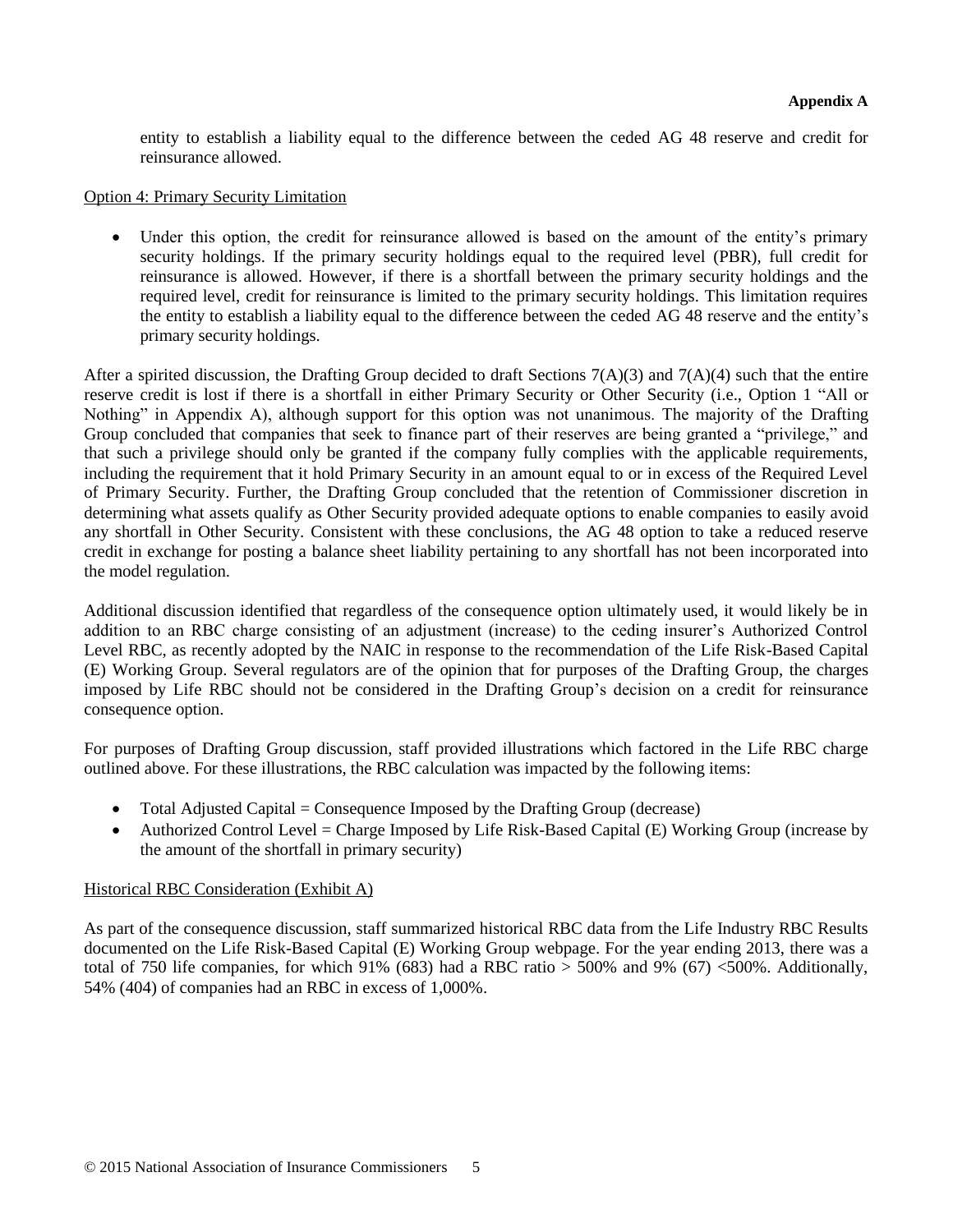entity to establish a liability equal to the difference between the ceded AG 48 reserve and credit for reinsurance allowed.

Option 4: Primary Security Limitation

- Under this option, the credit for reinsurance allowed is based on the amount of the entity's primary security holdings. If the primary security holdings equal to the required level (PBR), full credit for reinsurance is allowed. However, if there is a shortfall between the primary security holdings and the required level, credit for reinsurance is limited to the primary security holdings. This limitation requires the entity to establish a liability equal to the difference between the ceded AG 48 reserve and the entity's primary security holdings.

After a spirited discussion, the Drafting Group decided to draft Sections 7(A)(3) and 7(A)(4) such that the entire reserve credit is lost if there is a shortfall in either Primary Security or Other Security (i.e., Option 1 "All or Nothing" in Appendix A), although support for this option was not unanimous. The majority of the Drafting Group concluded that companies that seek to finance part of their reserves are being granted a "privilege," and that such a privilege should only be granted if the company fully complies with the applicable requirements, including the requirement that it hold Primary Security in an amount equal to or in excess of the Required Level of Primary Security. Further, the Drafting Group concluded that the retention of Commissioner discretion in determining what assets qualify as Other Security provided adequate options to enable companies to easily avoid any shortfall in Other Security. Consistent with these conclusions, the AG 48 option to take a reduced reserve credit in exchange for posting a balance sheet liability pertaining to any shortfall has not been incorporated into the model regulation.

Additional discussion identified that regardless of the consequence option ultimately used, it would likely be in addition to an RBC charge consisting of an adjustment (increase) to the ceding insurer's Authorized Control Level RBC, as recently adopted by the NAIC in response to the recommendation of the Life Risk-Based Capital (E) Working Group. Several regulators are of the opinion that for purposes of the Drafting Group, the charges imposed by Life RBC should not be considered in the Drafting Group's decision on a credit for reinsurance consequence option.

For purposes of Drafting Group discussion, staff provided illustrations which factored in the Life RBC charge outlined above. For these illustrations, the RBC calculation was impacted by the following items:

- Total Adjusted Capital = Consequence Imposed by the Drafting Group (decrease)
- Authorized Control Level = Charge Imposed by Life Risk-Based Capital (E) Working Group (increase by the amount of the shortfall in primary security)

Historical RBC Consideration (Exhibit A)

As part of the consequence discussion, staff summarized historical RBC data from the Life Industry RBC Results documented on the Life Risk-Based Capital (E) Working Group webpage. For the year ending 2013, there was a total of 750 life companies, for which 91% (683) had a RBC ratio > 500% and 9% (67) <500%. Additionally, 54% (404) of companies had an RBC in excess of 1,000%.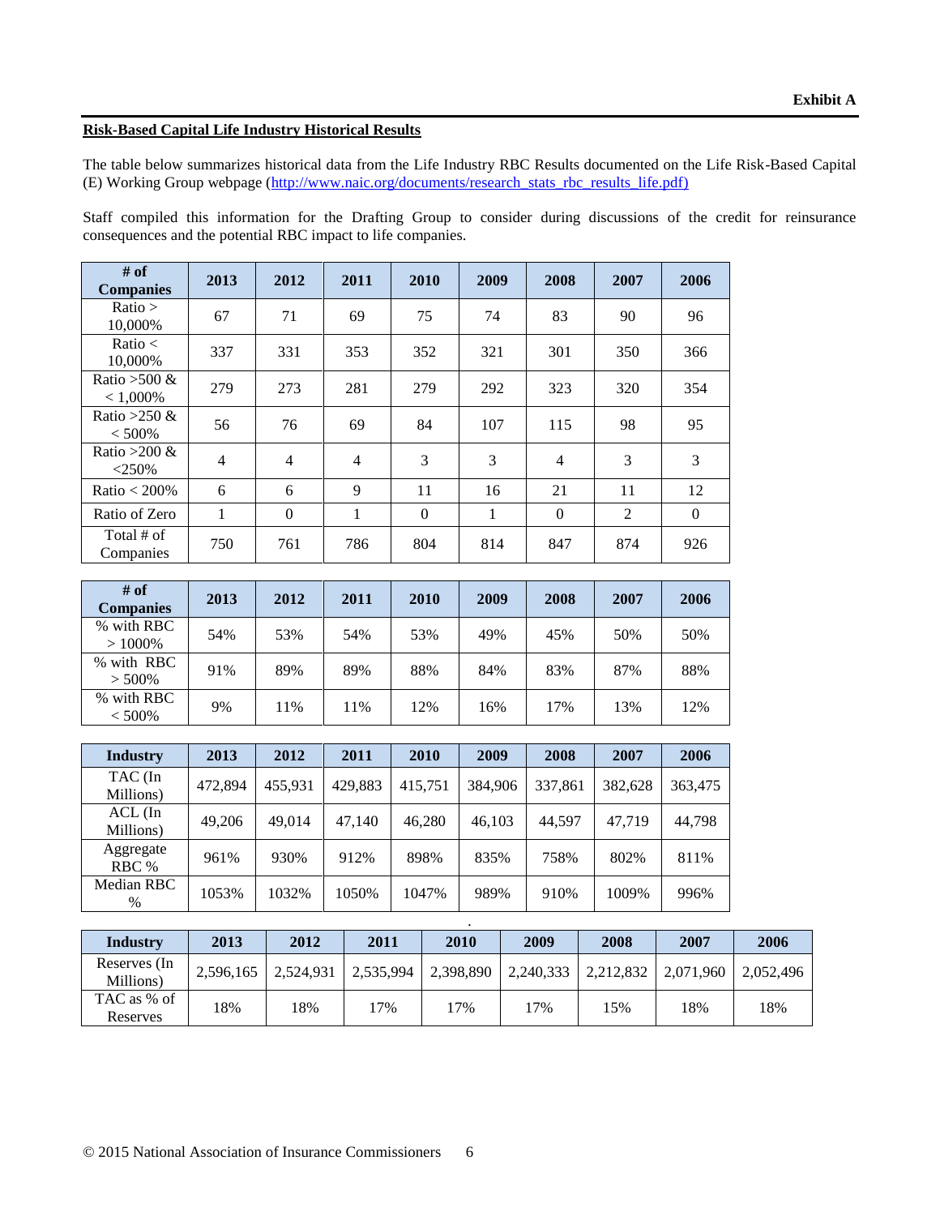**Exhibit A**

**Risk-Based Capital Life Industry Historical Results**

The table below summarizes historical data from the Life Industry RBC Results documented on the Life Risk-Based Capital (E) Working Group webpage (http://www.naic.org/documents/research_stats_rbc_results_life.pdf)

Staff compiled this information for the Drafting Group to consider during discussions of the credit for reinsurance consequences and the potential RBC impact to life companies.

| # of Companies | 2013 | 2012 | 2011 | 2010 | 2009 | 2008 | 2007 | 2006 |
|---|---|---|---|---|---|---|---|---|
| Ratio > 10,000% | 67 | 71 | 69 | 75 | 74 | 83 | 90 | 96 |
| Ratio < 10,000% | 337 | 331 | 353 | 352 | 321 | 301 | 350 | 366 |
| Ratio >500 & < 1,000% | 279 | 273 | 281 | 279 | 292 | 323 | 320 | 354 |
| Ratio >250 & < 500% | 56 | 76 | 69 | 84 | 107 | 115 | 98 | 95 |
| Ratio >200 & <250% | 4 | 4 | 4 | 3 | 3 | 4 | 3 | 3 |
| Ratio < 200% | 6 | 6 | 9 | 11 | 16 | 21 | 11 | 12 |
| Ratio of Zero | 1 | 0 | 1 | 0 | 1 | 0 | 2 | 0 |
| Total # of Companies | 750 | 761 | 786 | 804 | 814 | 847 | 874 | 926 |

| # of Companies | 2013 | 2012 | 2011 | 2010 | 2009 | 2008 | 2007 | 2006 |
|---|---|---|---|---|---|---|---|---|
| % with RBC > 1000% | 54% | 53% | 54% | 53% | 49% | 45% | 50% | 50% |
| % with RBC > 500% | 91% | 89% | 89% | 88% | 84% | 83% | 87% | 88% |
| % with RBC < 500% | 9% | 11% | 11% | 12% | 16% | 17% | 13% | 12% |

| Industry | 2013 | 2012 | 2011 | 2010 | 2009 | 2008 | 2007 | 2006 |
|---|---|---|---|---|---|---|---|---|
| TAC (In Millions) | 472,894 | 455,931 | 429,883 | 415,751 | 384,906 | 337,861 | 382,628 | 363,475 |
| ACL (In Millions) | 49,206 | 49,014 | 47,140 | 46,280 | 46,103 | 44,597 | 47,719 | 44,798 |
| Aggregate RBC % | 961% | 930% | 912% | 898% | 835% | 758% | 802% | 811% |
| Median RBC % | 1053% | 1032% | 1050% | 1047% | 989% | 910% | 1009% | 996% |

| Industry | 2013 | 2012 | 2011 | 2010 | 2009 | 2008 | 2007 | 2006 |
|---|---|---|---|---|---|---|---|---|
| Reserves (In Millions) | 2,596,165 | 2,524,931 | 2,535,994 | 2,398,890 | 2,240,333 | 2,212,832 | 2,071,960 | 2,052,496 |
| TAC as % of Reserves | 18% | 18% | 17% | 17% | 17% | 15% | 18% | 18% |

© 2015 National Association of Insurance Commissioners